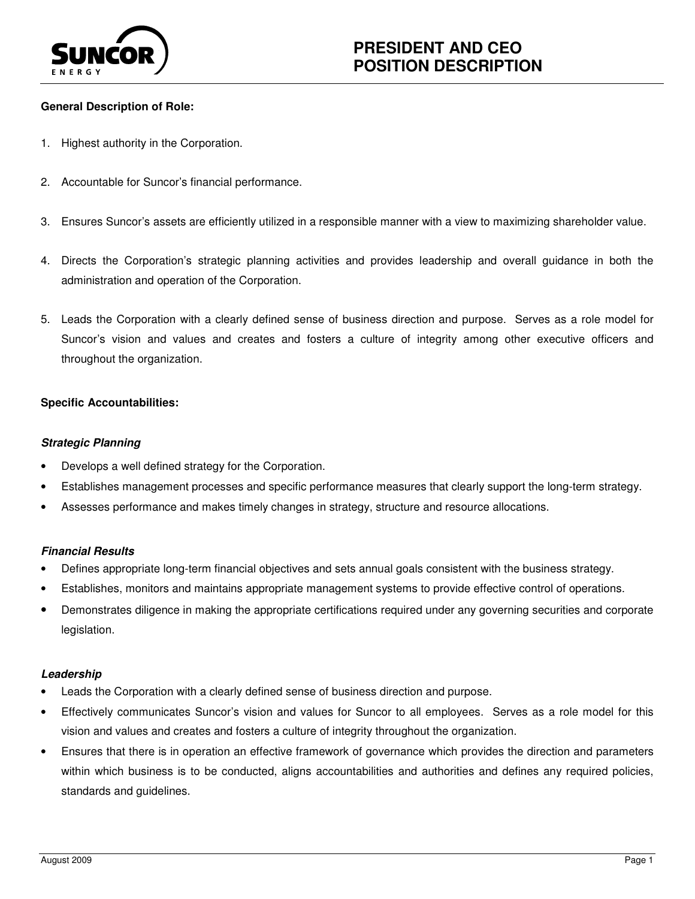# PRESIDENT AND CEO POSITION DESCRIPTION

**General Description of Role:**

1. Highest authority in the Corporation.
2. Accountable for Suncor's financial performance.
3. Ensures Suncor's assets are efficiently utilized in a responsible manner with a view to maximizing shareholder value.
4. Directs the Corporation's strategic planning activities and provides leadership and overall guidance in both the administration and operation of the Corporation.
5. Leads the Corporation with a clearly defined sense of business direction and purpose. Serves as a role model for Suncor's vision and values and creates and fosters a culture of integrity among other executive officers and throughout the organization.

**Specific Accountabilities:**

***Strategic Planning***

- Develops a well defined strategy for the Corporation.
- Establishes management processes and specific performance measures that clearly support the long-term strategy.
- Assesses performance and makes timely changes in strategy, structure and resource allocations.

***Financial Results***

- Defines appropriate long-term financial objectives and sets annual goals consistent with the business strategy.
- Establishes, monitors and maintains appropriate management systems to provide effective control of operations.
- Demonstrates diligence in making the appropriate certifications required under any governing securities and corporate legislation.

***Leadership***

- Leads the Corporation with a clearly defined sense of business direction and purpose.
- Effectively communicates Suncor's vision and values for Suncor to all employees. Serves as a role model for this vision and values and creates and fosters a culture of integrity throughout the organization.
- Ensures that there is in operation an effective framework of governance which provides the direction and parameters within which business is to be conducted, aligns accountabilities and authorities and defines any required policies, standards and guidelines.

August 2009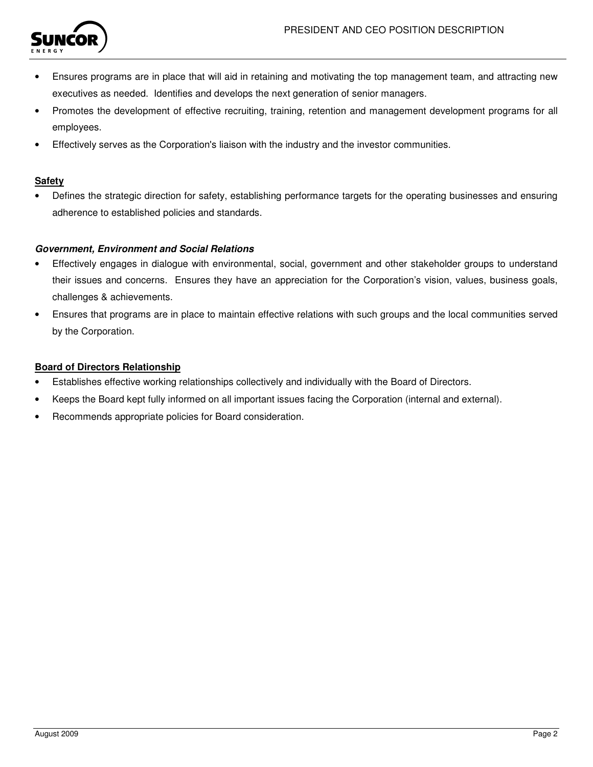- Ensures programs are in place that will aid in retaining and motivating the top management team, and attracting new executives as needed. Identifies and develops the next generation of senior managers.
- Promotes the development of effective recruiting, training, retention and management development programs for all employees.
- Effectively serves as the Corporation's liaison with the industry and the investor communities.

**Safety**

- Defines the strategic direction for safety, establishing performance targets for the operating businesses and ensuring adherence to established policies and standards.

***Government, Environment and Social Relations***

- Effectively engages in dialogue with environmental, social, government and other stakeholder groups to understand their issues and concerns. Ensures they have an appreciation for the Corporation's vision, values, business goals, challenges & achievements.
- Ensures that programs are in place to maintain effective relations with such groups and the local communities served by the Corporation.

**Board of Directors Relationship**

- Establishes effective working relationships collectively and individually with the Board of Directors.
- Keeps the Board kept fully informed on all important issues facing the Corporation (internal and external).
- Recommends appropriate policies for Board consideration.